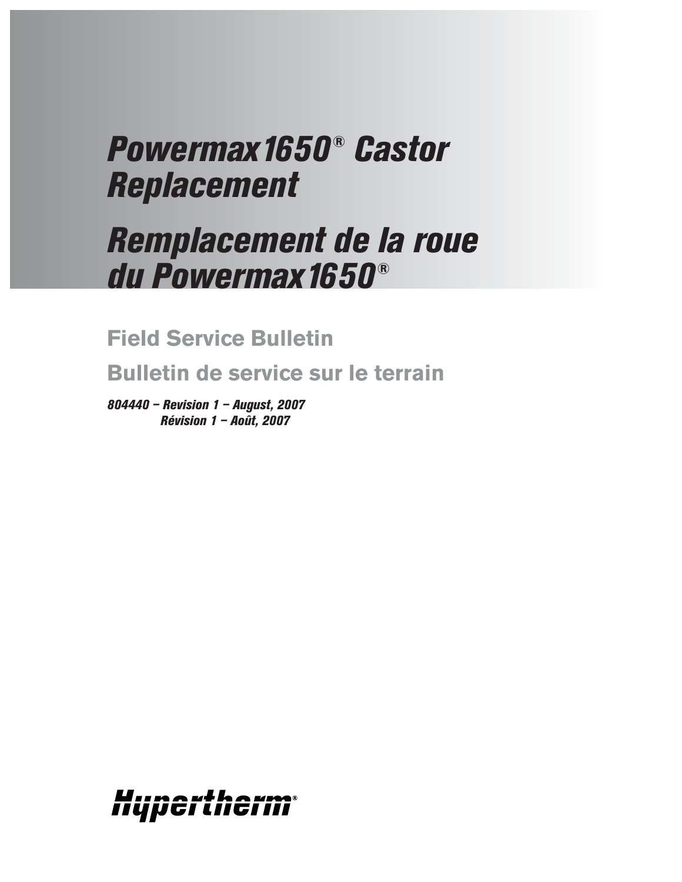# *Powermax1650® Castor Replacement*

# *Remplacement de la roue du Powermax1650®*

## Field Service Bulletin

## Bulletin de service sur le terrain

***804440 – Revision 1 – August, 2007***
***Révision 1 – Août, 2007***

**Hypertherm®**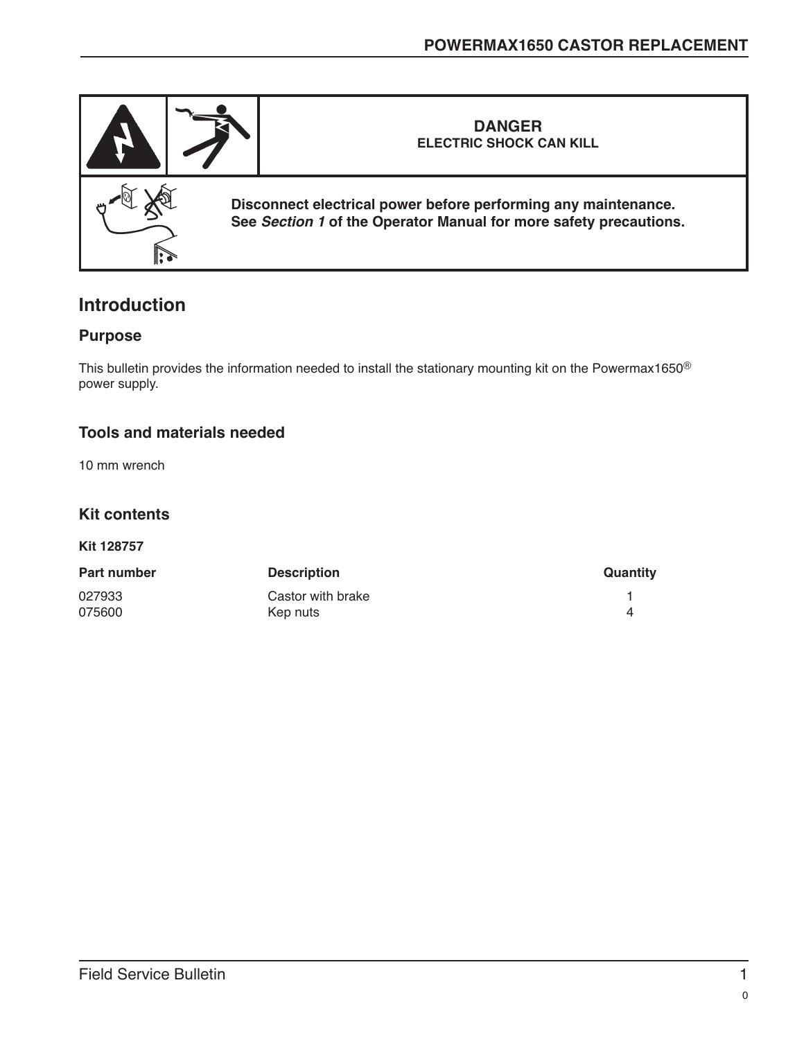| | | **DANGER** **ELECTRIC SHOCK CAN KILL** |
|---|---|---|
| | | **Disconnect electrical power before performing any maintenance. See *Section 1* of the Operator Manual for more safety precautions.** |

## Introduction

### Purpose

This bulletin provides the information needed to install the stationary mounting kit on the Powermax1650® power supply.

### Tools and materials needed

10 mm wrench

### Kit contents

**Kit 128757**

| Part number | Description | Quantity |
|---|---|---|
| 027933 | Castor with brake | 1 |
| 075600 | Kep nuts | 4 |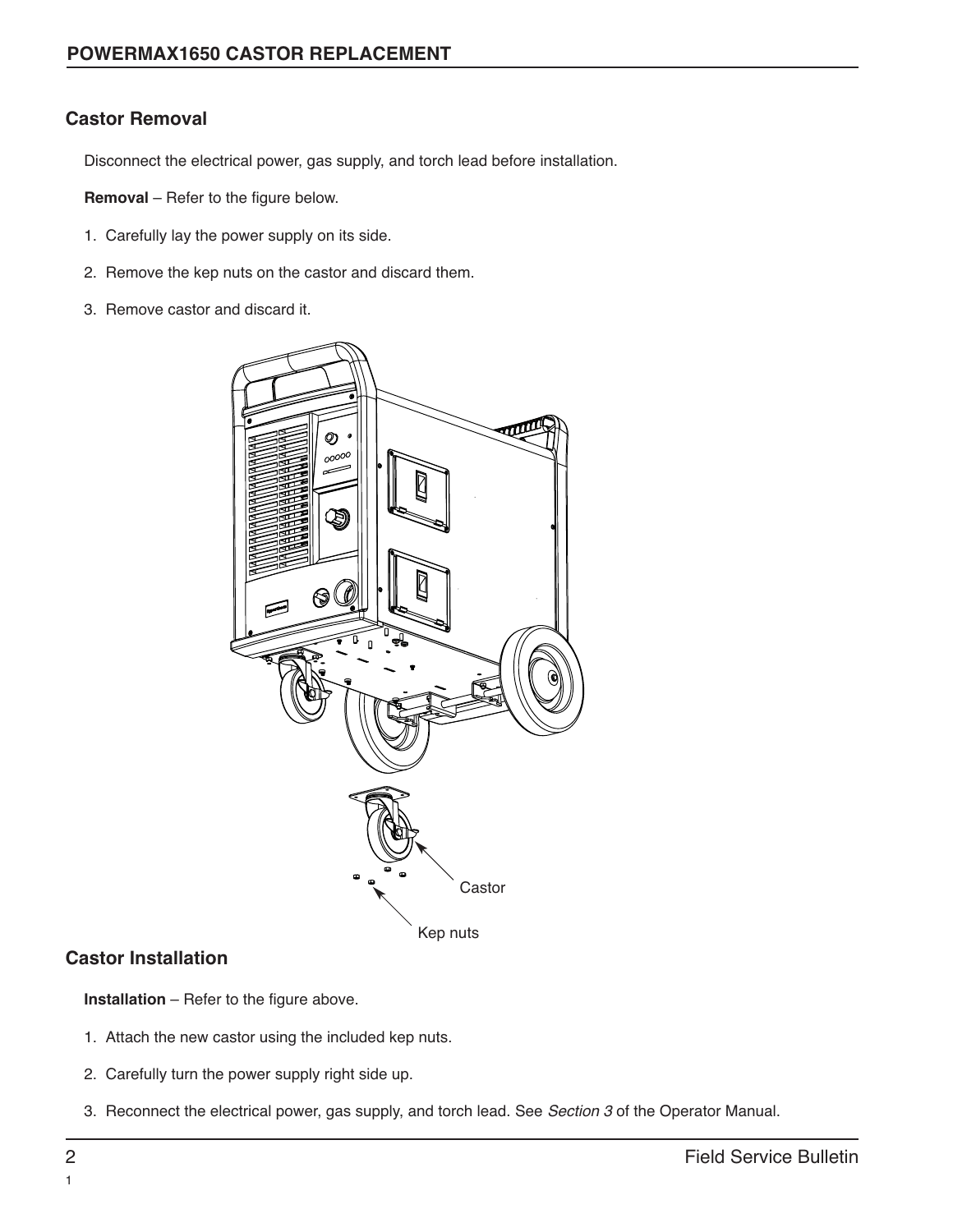## Castor Removal

Disconnect the electrical power, gas supply, and torch lead before installation.

**Removal** – Refer to the figure below.

1. Carefully lay the power supply on its side.
2. Remove the kep nuts on the castor and discard them.
3. Remove castor and discard it.

Castor

Kep nuts

## Castor Installation

**Installation** – Refer to the figure above.

1. Attach the new castor using the included kep nuts.
2. Carefully turn the power supply right side up.
3. Reconnect the electrical power, gas supply, and torch lead. See *Section 3* of the Operator Manual.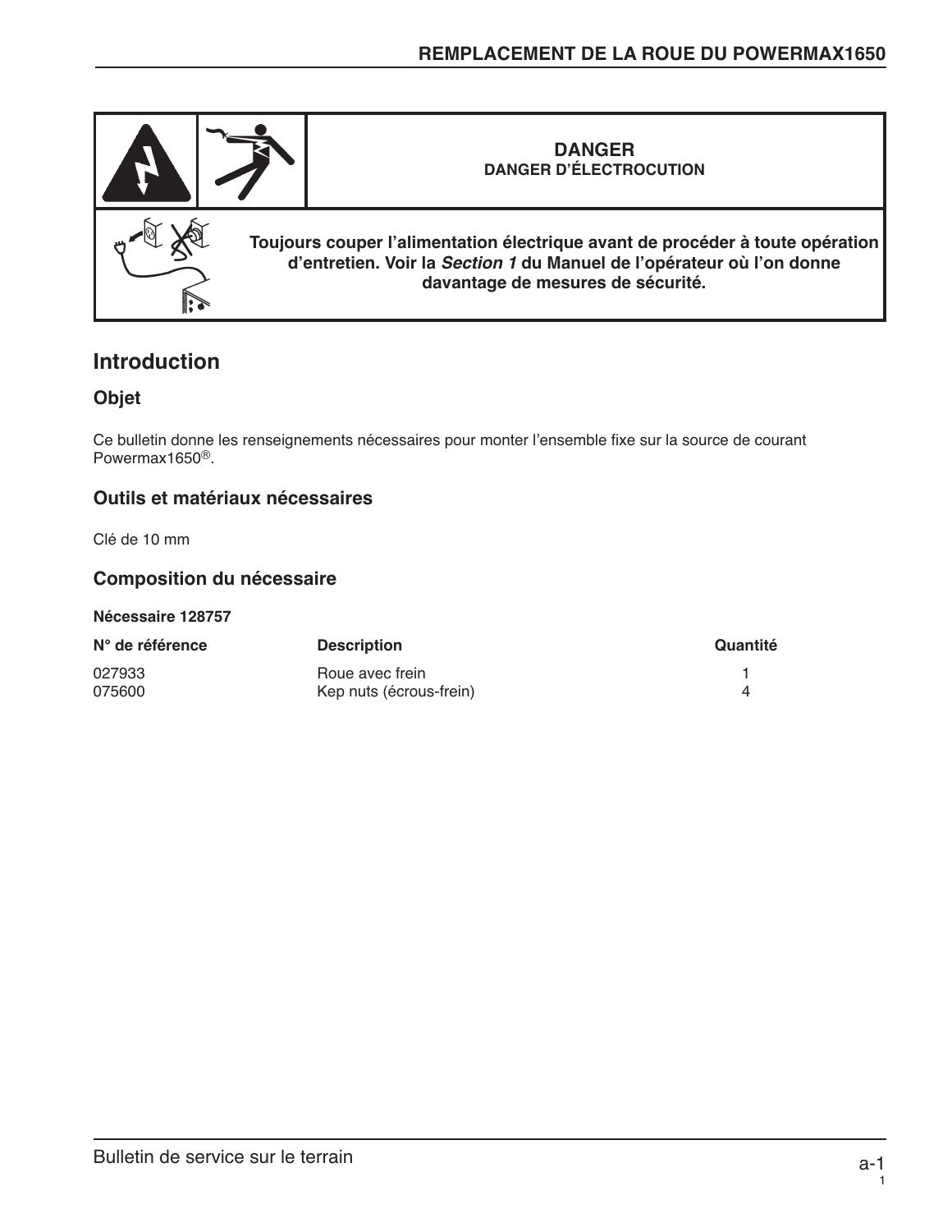| | | **DANGER**<br>**DANGER D'ÉLECTROCUTION** |
|---|---|---|
| | | **Toujours couper l'alimentation électrique avant de procéder à toute opération d'entretien. Voir la *Section 1* du Manuel de l'opérateur où l'on donne davantage de mesures de sécurité.** |

## Introduction

### Objet

Ce bulletin donne les renseignements nécessaires pour monter l'ensemble fixe sur la source de courant Powermax1650®.

### Outils et matériaux nécessaires

Clé de 10 mm

### Composition du nécessaire

**Nécessaire 128757**

| N° de référence | Description | Quantité |
|---|---|---|
| 027933 | Roue avec frein | 1 |
| 075600 | Kep nuts (écrous-frein) | 4 |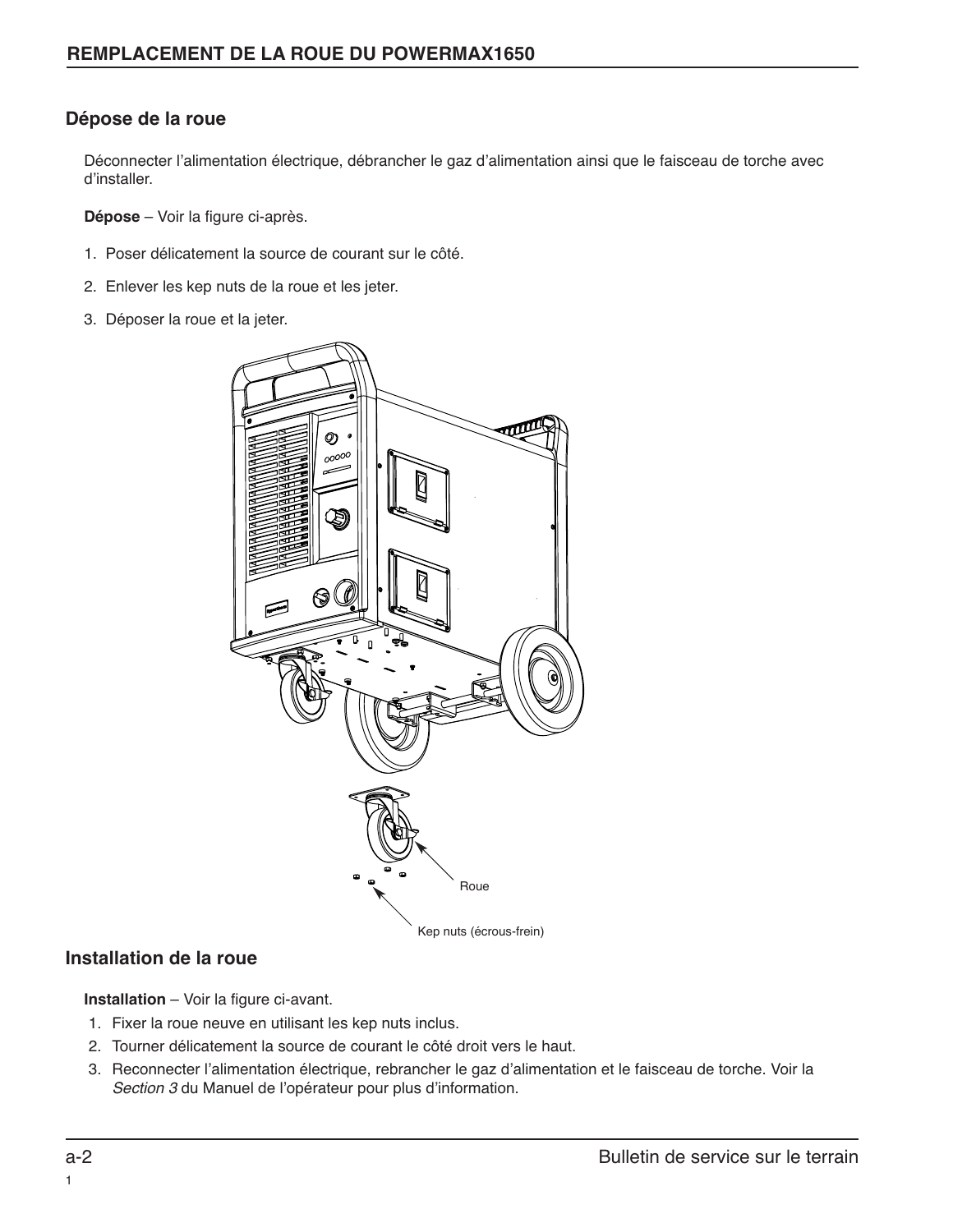## REMPLACEMENT DE LA ROUE DU POWERMAX1650

### Dépose de la roue

Déconnecter l'alimentation électrique, débrancher le gaz d'alimentation ainsi que le faisceau de torche avec d'installer.

**Dépose** – Voir la figure ci-après.

1. Poser délicatement la source de courant sur le côté.
2. Enlever les kep nuts de la roue et les jeter.
3. Déposer la roue et la jeter.

Roue

Kep nuts (écrous-frein)

### Installation de la roue

**Installation** – Voir la figure ci-avant.

1. Fixer la roue neuve en utilisant les kep nuts inclus.
2. Tourner délicatement la source de courant le côté droit vers le haut.
3. Reconnecter l'alimentation électrique, rebrancher le gaz d'alimentation et le faisceau de torche. Voir la *Section 3* du Manuel de l'opérateur pour plus d'information.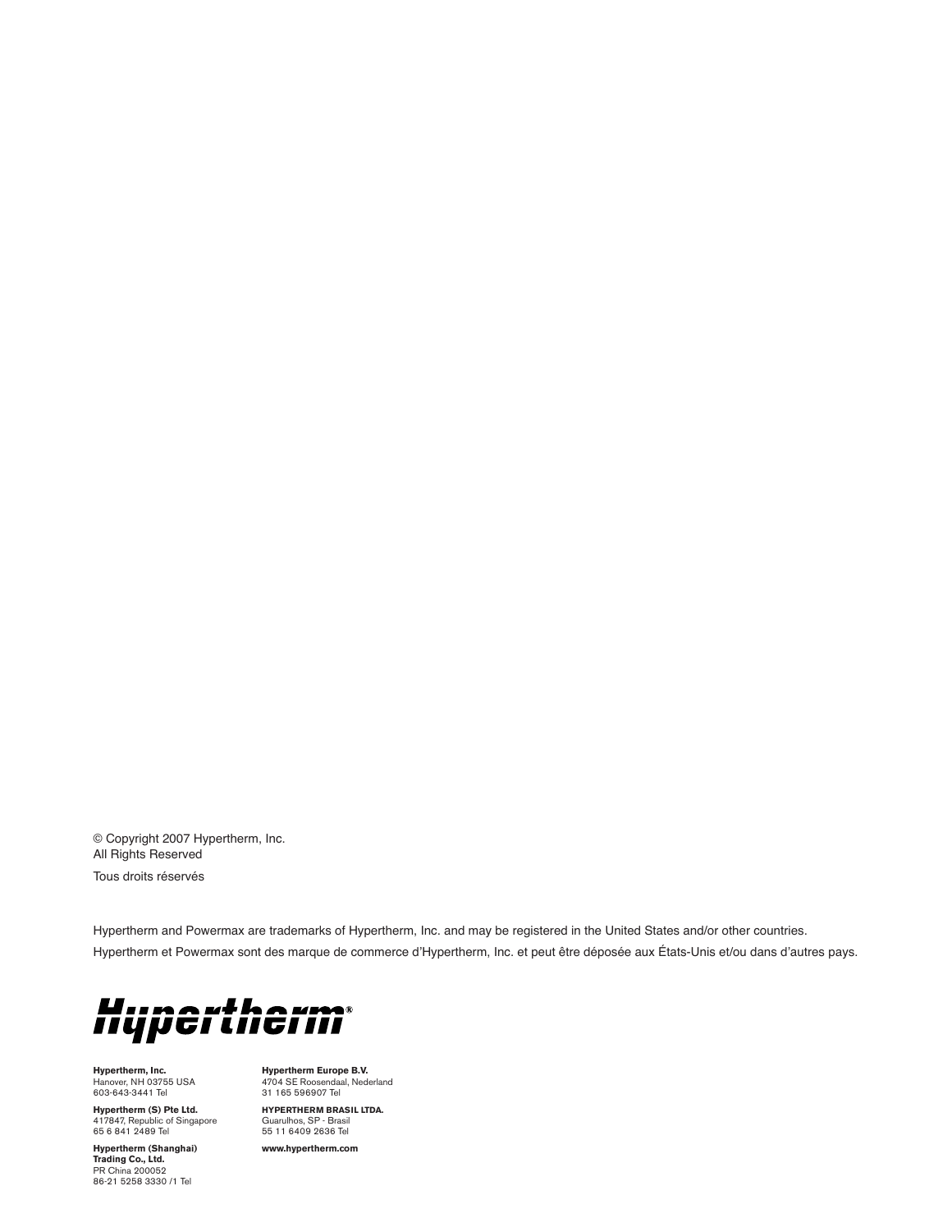© Copyright 2007 Hypertherm, Inc.
All Rights Reserved

Tous droits réservés

Hypertherm and Powermax are trademarks of Hypertherm, Inc. and may be registered in the United States and/or other countries.

Hypertherm et Powermax sont des marque de commerce d'Hypertherm, Inc. et peut être déposée aux États-Unis et/ou dans d'autres pays.

Hypertherm®

**Hypertherm, Inc.**
Hanover, NH 03755 USA
603-643-3441 Tel

**Hypertherm (S) Pte Ltd.**
417847, Republic of Singapore
65 6 841 2489 Tel

**Hypertherm (Shanghai) Trading Co., Ltd.**
PR China 200052
86-21 5258 3330 /1 Tel

**Hypertherm Europe B.V.**
4704 SE Roosendaal, Nederland
31 165 596907 Tel

**HYPERTHERM BRASIL LTDA.**
Guarulhos, SP - Brasil
55 11 6409 2636 Tel

**www.hypertherm.com**